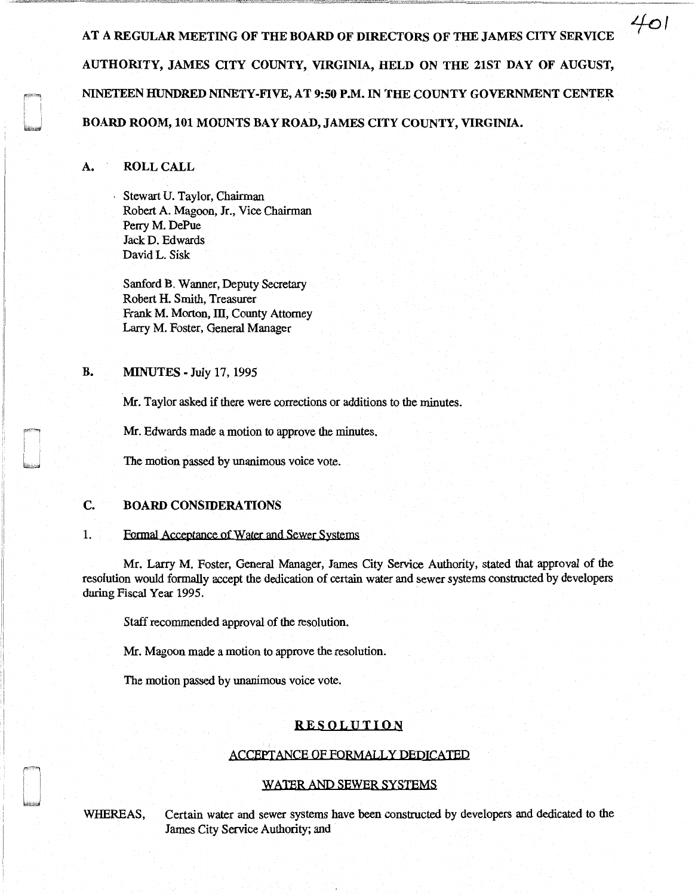AT A REGULAR MEETING OF THE BOARD OF DIRECTORS OF THE JAMES CITY SERVICE AUTHORITY, JAMES CITY COUNTY, VIRGINIA, HELD ON THE 21ST DAY OF AUGUST, NINETEEN HUNDRED NINETY-FIVE, AT 9:50 P.M. IN THE COUNTY GOVERNMENT CENTER BOARD ROOM, 101 MOUNTS BAY ROAD, JAMES CITY COUNTY, VIRGINIA.

## A. ROLL CALL

Stewart U. Taylor, Chairman
Robert A. Magoon, Jr., Vice Chairman
Perry M. DePue
Jack D. Edwards
David L. Sisk

Sanford B. Wanner, Deputy Secretary
Robert H. Smith, Treasurer
Frank M. Morton, III, County Attorney
Larry M. Foster, General Manager

## B. MINUTES - July 17, 1995

Mr. Taylor asked if there were corrections or additions to the minutes.

Mr. Edwards made a motion to approve the minutes.

The motion passed by unanimous voice vote.

## C. BOARD CONSIDERATIONS

1. Formal Acceptance of Water and Sewer Systems

Mr. Larry M. Foster, General Manager, James City Service Authority, stated that approval of the resolution would formally accept the dedication of certain water and sewer systems constructed by developers during Fiscal Year 1995.

Staff recommended approval of the resolution.

Mr. Magoon made a motion to approve the resolution.

The motion passed by unanimous voice vote.

### RESOLUTION

### ACCEPTANCE OF FORMALLY DEDICATED

### WATER AND SEWER SYSTEMS

WHEREAS, Certain water and sewer systems have been constructed by developers and dedicated to the James City Service Authority; and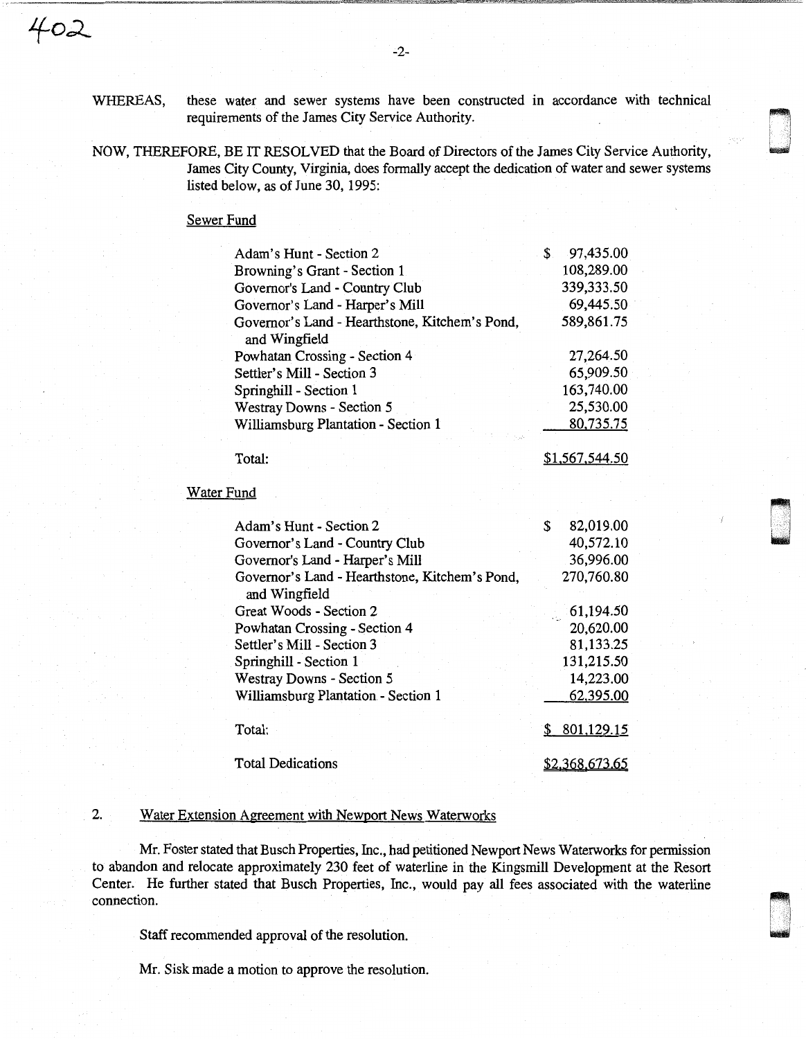WHEREAS, these water and sewer systems have been constructed in accordance with technical requirements of the James City Service Authority.

NOW, THEREFORE, BE IT RESOLVED that the Board of Directors of the James City Service Authority, James City County, Virginia, does formally accept the dedication of water and sewer systems listed below, as of June 30, 1995:

Sewer Fund

| | |
|---|---|
| Adam's Hunt - Section 2 | $ 97,435.00 |
| Browning's Grant - Section 1 | 108,289.00 |
| Governor's Land - Country Club | 339,333.50 |
| Governor's Land - Harper's Mill | 69,445.50 |
| Governor's Land - Hearthstone, Kitchem's Pond, and Wingfield | 589,861.75 |
| Powhatan Crossing - Section 4 | 27,264.50 |
| Settler's Mill - Section 3 | 65,909.50 |
| Springhill - Section 1 | 163,740.00 |
| Westray Downs - Section 5 | 25,530.00 |
| Williamsburg Plantation - Section 1 | 80,735.75 |
| Total: | $1,567,544.50 |

Water Fund

| | |
|---|---|
| Adam's Hunt - Section 2 | $ 82,019.00 |
| Governor's Land - Country Club | 40,572.10 |
| Governor's Land - Harper's Mill | 36,996.00 |
| Governor's Land - Hearthstone, Kitchem's Pond, and Wingfield | 270,760.80 |
| Great Woods - Section 2 | 61,194.50 |
| Powhatan Crossing - Section 4 | 20,620.00 |
| Settler's Mill - Section 3 | 81,133.25 |
| Springhill - Section 1 | 131,215.50 |
| Westray Downs - Section 5 | 14,223.00 |
| Williamsburg Plantation - Section 1 | 62,395.00 |
| Total: | $ 801,129.15 |
| Total Dedications | $2,368,673.65 |

2. Water Extension Agreement with Newport News Waterworks

Mr. Foster stated that Busch Properties, Inc., had petitioned Newport News Waterworks for permission to abandon and relocate approximately 230 feet of waterline in the Kingsmill Development at the Resort Center. He further stated that Busch Properties, Inc., would pay all fees associated with the waterline connection.

Staff recommended approval of the resolution.

Mr. Sisk made a motion to approve the resolution.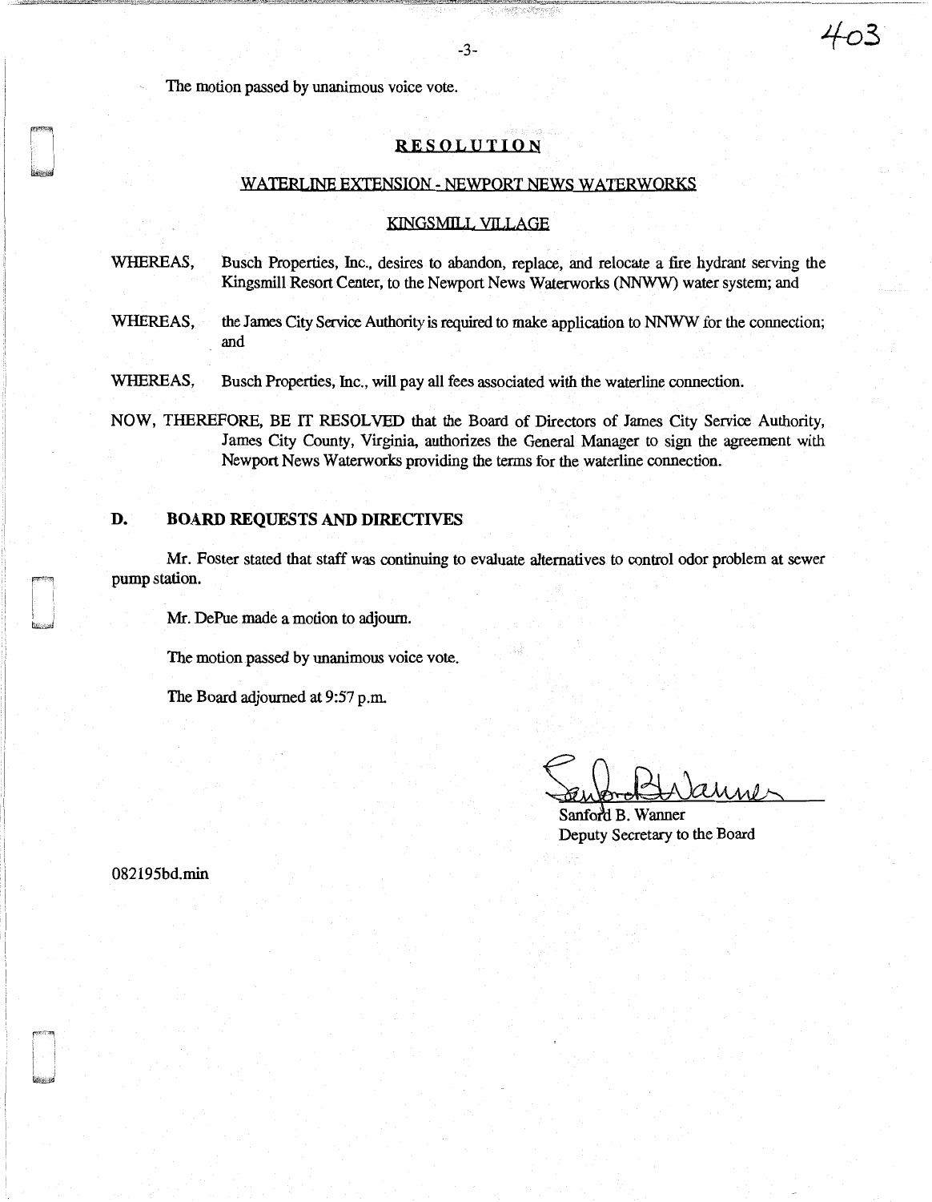The motion passed by unanimous voice vote.

**RESOLUTION**

WATERLINE EXTENSION - NEWPORT NEWS WATERWORKS

KINGSMILL VILLAGE

WHEREAS, Busch Properties, Inc., desires to abandon, replace, and relocate a fire hydrant serving the Kingsmill Resort Center, to the Newport News Waterworks (NNWW) water system; and

WHEREAS, the James City Service Authority is required to make application to NNWW for the connection; and

WHEREAS, Busch Properties, Inc., will pay all fees associated with the waterline connection.

NOW, THEREFORE, BE IT RESOLVED that the Board of Directors of James City Service Authority, James City County, Virginia, authorizes the General Manager to sign the agreement with Newport News Waterworks providing the terms for the waterline connection.

## D. BOARD REQUESTS AND DIRECTIVES

Mr. Foster stated that staff was continuing to evaluate alternatives to control odor problem at sewer pump station.

Mr. DePue made a motion to adjourn.

The motion passed by unanimous voice vote.

The Board adjourned at 9:57 p.m.

Sanford B. Wanner
Deputy Secretary to the Board

082195bd.min